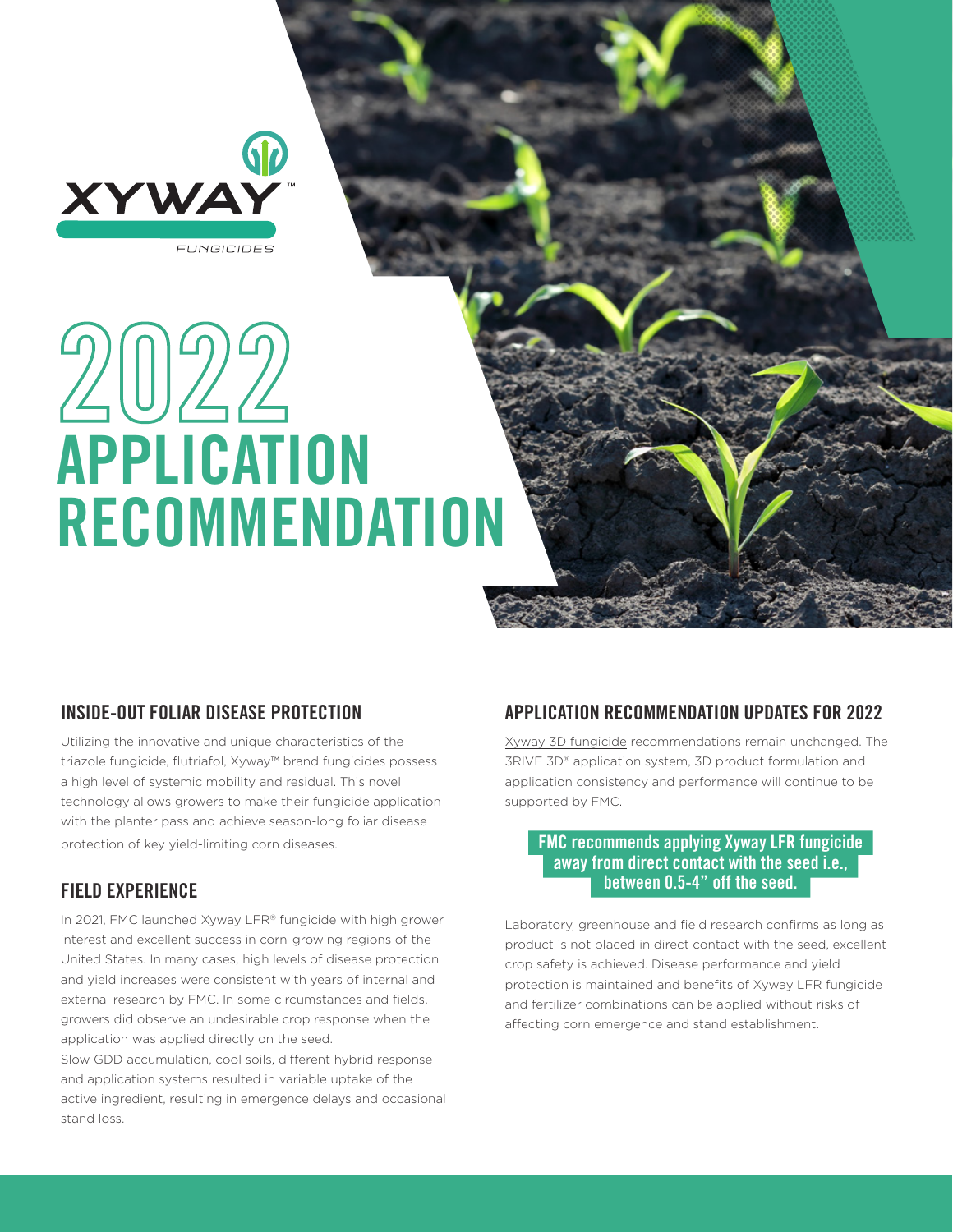XYWAY™ FUNGICIDES

# 2022 APPLICATION RECOMMENDATION

## INSIDE-OUT FOLIAR DISEASE PROTECTION

Utilizing the innovative and unique characteristics of the triazole fungicide, flutriafol, Xyway™ brand fungicides possess a high level of systemic mobility and residual. This novel technology allows growers to make their fungicide application with the planter pass and achieve season-long foliar disease protection of key yield-limiting corn diseases.

## FIELD EXPERIENCE

In 2021, FMC launched Xyway LFR® fungicide with high grower interest and excellent success in corn-growing regions of the United States. In many cases, high levels of disease protection and yield increases were consistent with years of internal and external research by FMC. In some circumstances and fields, growers did observe an undesirable crop response when the application was applied directly on the seed.

Slow GDD accumulation, cool soils, different hybrid response and application systems resulted in variable uptake of the active ingredient, resulting in emergence delays and occasional stand loss.

## APPLICATION RECOMMENDATION UPDATES FOR 2022

Xyway 3D fungicide recommendations remain unchanged. The 3RIVE 3D® application system, 3D product formulation and application consistency and performance will continue to be supported by FMC.

**FMC recommends applying Xyway LFR fungicide away from direct contact with the seed i.e., between 0.5-4" off the seed.**

Laboratory, greenhouse and field research confirms as long as product is not placed in direct contact with the seed, excellent crop safety is achieved. Disease performance and yield protection is maintained and benefits of Xyway LFR fungicide and fertilizer combinations can be applied without risks of affecting corn emergence and stand establishment.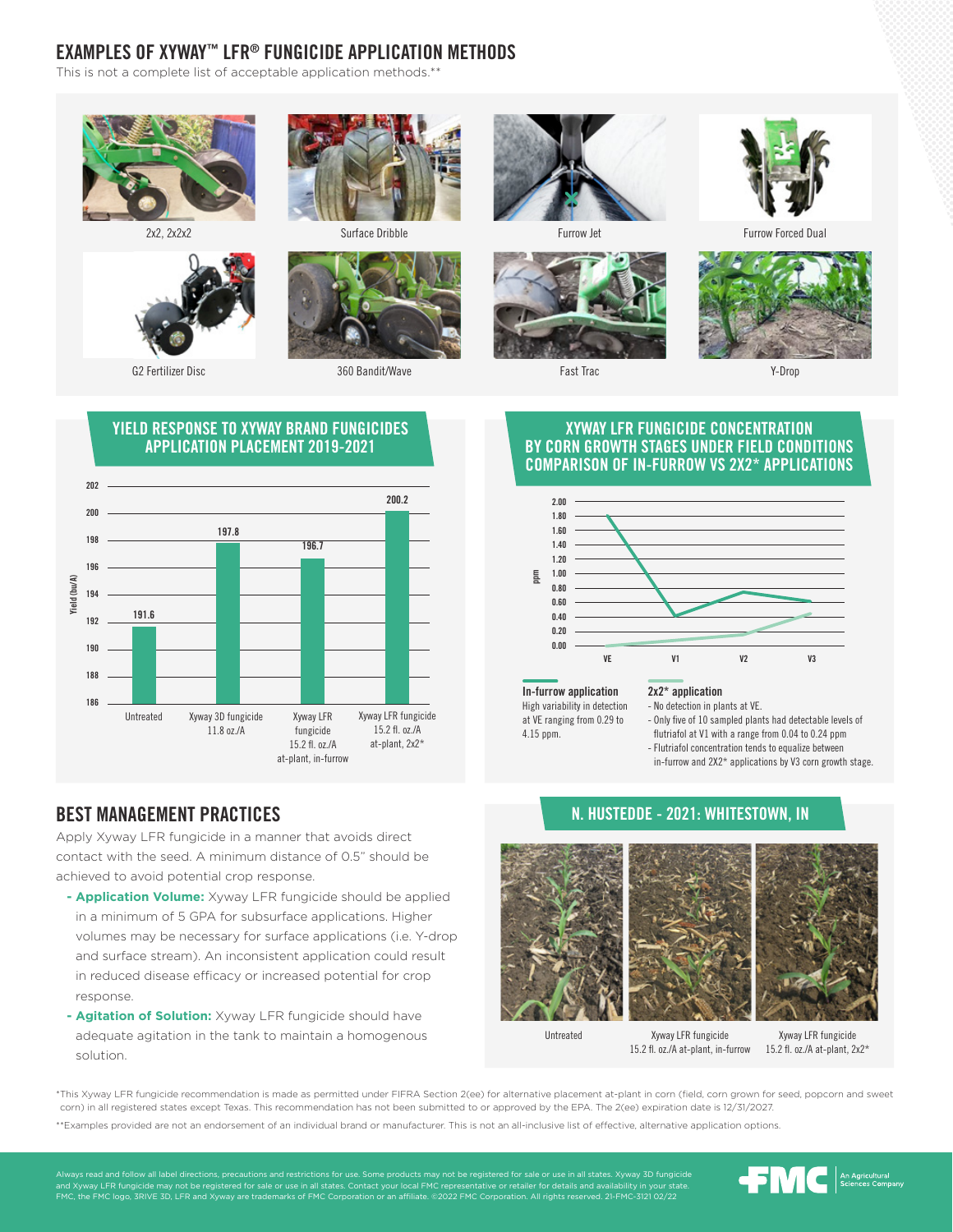## EXAMPLES OF XYWAY™ LFR® FUNGICIDE APPLICATION METHODS

This is not a complete list of acceptable application methods.**

2x2, 2x2x2

Surface Dribble

Furrow Jet

Furrow Forced Dual

G2 Fertilizer Disc

360 Bandit/Wave

Fast Trac

Y-Drop

### YIELD RESPONSE TO XYWAY BRAND FUNGICIDES APPLICATION PLACEMENT 2019-2021

Yield (bu/A)

202
200
198
196
194
192
190
188
186

191.6
197.8
196.7
200.2

Untreated

Xyway 3D fungicide 11.8 oz./A

Xyway LFR fungicide 15.2 fl. oz./A at-plant, in-furrow

Xyway LFR fungicide 15.2 fl. oz./A at-plant, 2x2*

### XYWAY LFR FUNGICIDE CONCENTRATION BY CORN GROWTH STAGES UNDER FIELD CONDITIONS COMPARISON OF IN-FURROW VS 2X2* APPLICATIONS

ppm

2.00
1.80
1.60
1.40
1.20
1.00
0.80
0.60
0.40
0.20
0.00

VE
V1
V2
V3

**In-furrow application**
High variability in detection at VE ranging from 0.29 to 4.15 ppm.

**2x2* application**
- No detection in plants at VE.
- Only five of 10 sampled plants had detectable levels of flutriafol at V1 with a range from 0.04 to 0.24 ppm
- Flutriafol concentration tends to equalize between in-furrow and 2X2* applications by V3 corn growth stage.

## BEST MANAGEMENT PRACTICES

Apply Xyway LFR fungicide in a manner that avoids direct contact with the seed. A minimum distance of 0.5" should be achieved to avoid potential crop response.

- **Application Volume:** Xyway LFR fungicide should be applied in a minimum of 5 GPA for subsurface applications. Higher volumes may be necessary for surface applications (i.e. Y-drop and surface stream). An inconsistent application could result in reduced disease efficacy or increased potential for crop response.
- **Agitation of Solution:** Xyway LFR fungicide should have adequate agitation in the tank to maintain a homogenous solution.

### N. HUSTEDDE - 2021: WHITESTOWN, IN

Untreated

Xyway LFR fungicide 15.2 fl. oz./A at-plant, in-furrow

Xyway LFR fungicide 15.2 fl. oz./A at-plant, 2x2*

*This Xyway LFR fungicide recommendation is made as permitted under FIFRA Section 2(ee) for alternative placement at-plant in corn (field, corn grown for seed, popcorn and sweet corn) in all registered states except Texas. This recommendation has not been submitted to or approved by the EPA. The 2(ee) expiration date is 12/31/2027.

**Examples provided are not an endorsement of an individual brand or manufacturer. This is not an all-inclusive list of effective, alternative application options.

Always read and follow all label directions, precautions and restrictions for use. Some products may not be registered for sale or use in all states. Xyway 3D fungicide and Xyway LFR fungicide may not be registered for sale or use in all states. Contact your local FMC representative or retailer for details and availability in your state. FMC, the FMC logo, 3RIVE 3D, LFR and Xyway are trademarks of FMC Corporation or an affiliate. ©2022 FMC Corporation. All rights reserved. 21-FMC-3121 02/22

FMC An Agricultural Sciences Company